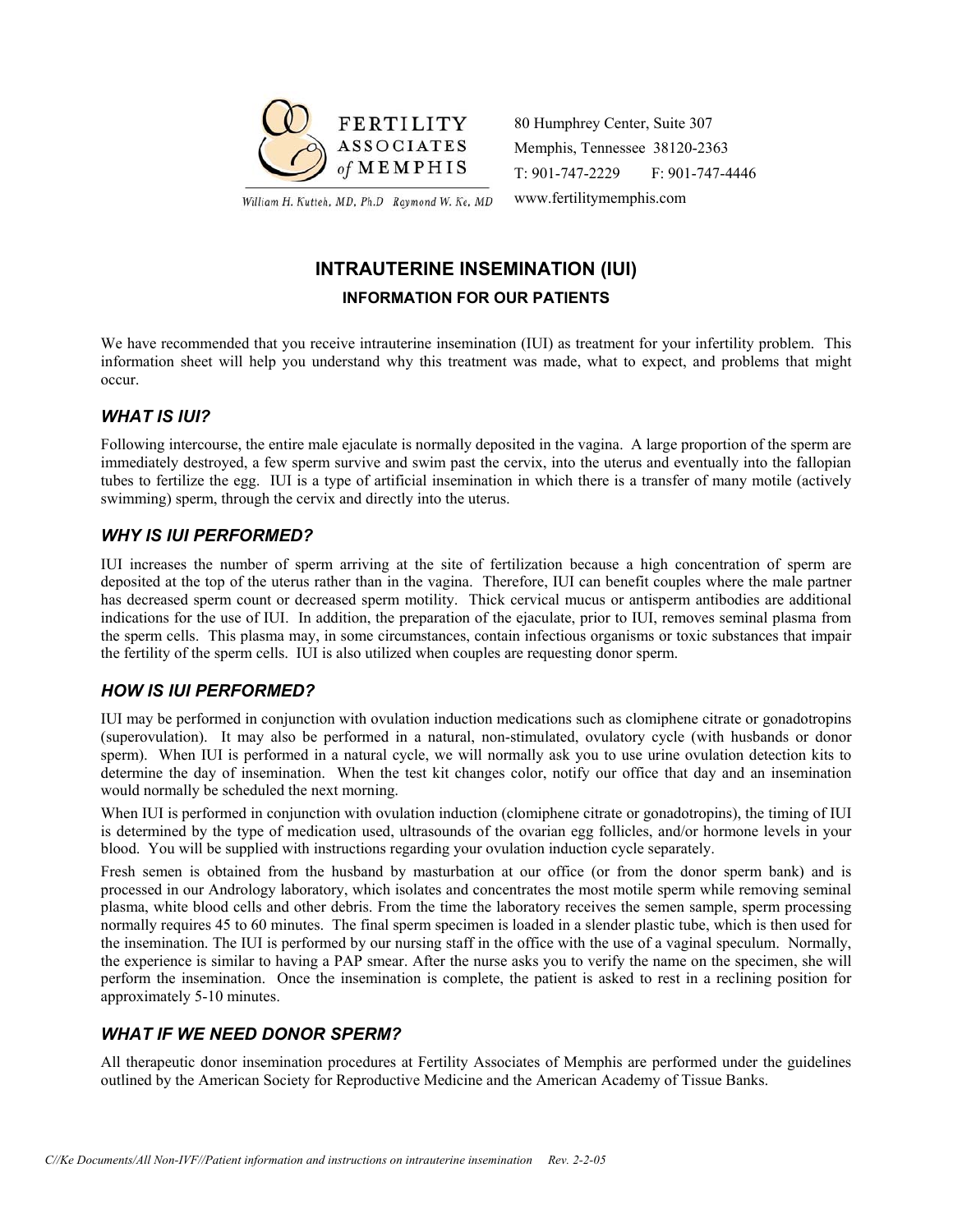FERTILITY ASSOCIATES of MEMPHIS

William H. Kutteh, MD, Ph.D   Raymond W. Ke, MD

80 Humphrey Center, Suite 307
Memphis, Tennessee 38120-2363
T: 901-747-2229   F: 901-747-4446
www.fertilitymemphis.com

# INTRAUTERINE INSEMINATION (IUI)

### INFORMATION FOR OUR PATIENTS

We have recommended that you receive intrauterine insemination (IUI) as treatment for your infertility problem. This information sheet will help you understand why this treatment was made, what to expect, and problems that might occur.

## *WHAT IS IUI?*

Following intercourse, the entire male ejaculate is normally deposited in the vagina. A large proportion of the sperm are immediately destroyed, a few sperm survive and swim past the cervix, into the uterus and eventually into the fallopian tubes to fertilize the egg. IUI is a type of artificial insemination in which there is a transfer of many motile (actively swimming) sperm, through the cervix and directly into the uterus.

## *WHY IS IUI PERFORMED?*

IUI increases the number of sperm arriving at the site of fertilization because a high concentration of sperm are deposited at the top of the uterus rather than in the vagina. Therefore, IUI can benefit couples where the male partner has decreased sperm count or decreased sperm motility. Thick cervical mucus or antisperm antibodies are additional indications for the use of IUI. In addition, the preparation of the ejaculate, prior to IUI, removes seminal plasma from the sperm cells. This plasma may, in some circumstances, contain infectious organisms or toxic substances that impair the fertility of the sperm cells. IUI is also utilized when couples are requesting donor sperm.

## *HOW IS IUI PERFORMED?*

IUI may be performed in conjunction with ovulation induction medications such as clomiphene citrate or gonadotropins (superovulation). It may also be performed in a natural, non-stimulated, ovulatory cycle (with husbands or donor sperm). When IUI is performed in a natural cycle, we will normally ask you to use urine ovulation detection kits to determine the day of insemination. When the test kit changes color, notify our office that day and an insemination would normally be scheduled the next morning.

When IUI is performed in conjunction with ovulation induction (clomiphene citrate or gonadotropins), the timing of IUI is determined by the type of medication used, ultrasounds of the ovarian egg follicles, and/or hormone levels in your blood. You will be supplied with instructions regarding your ovulation induction cycle separately.

Fresh semen is obtained from the husband by masturbation at our office (or from the donor sperm bank) and is processed in our Andrology laboratory, which isolates and concentrates the most motile sperm while removing seminal plasma, white blood cells and other debris. From the time the laboratory receives the semen sample, sperm processing normally requires 45 to 60 minutes. The final sperm specimen is loaded in a slender plastic tube, which is then used for the insemination. The IUI is performed by our nursing staff in the office with the use of a vaginal speculum. Normally, the experience is similar to having a PAP smear. After the nurse asks you to verify the name on the specimen, she will perform the insemination. Once the insemination is complete, the patient is asked to rest in a reclining position for approximately 5-10 minutes.

## *WHAT IF WE NEED DONOR SPERM?*

All therapeutic donor insemination procedures at Fertility Associates of Memphis are performed under the guidelines outlined by the American Society for Reproductive Medicine and the American Academy of Tissue Banks.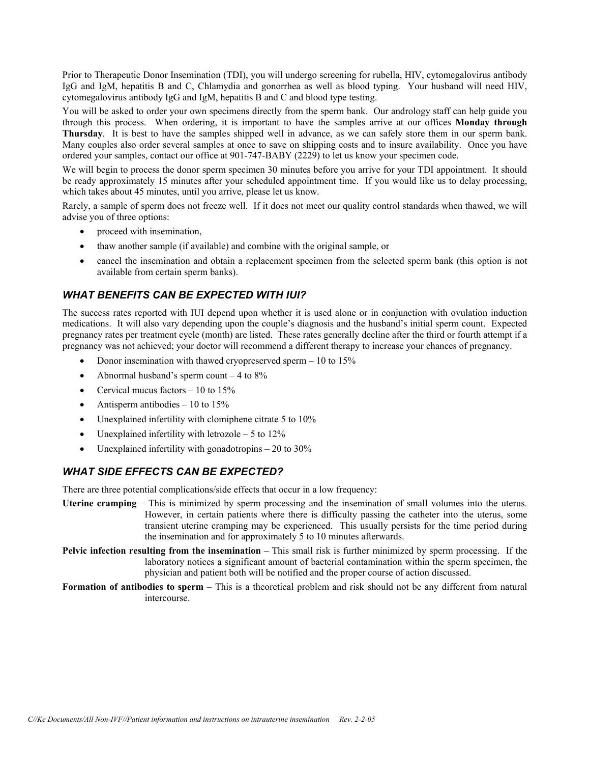Prior to Therapeutic Donor Insemination (TDI), you will undergo screening for rubella, HIV, cytomegalovirus antibody IgG and IgM, hepatitis B and C, Chlamydia and gonorrhea as well as blood typing. Your husband will need HIV, cytomegalovirus antibody IgG and IgM, hepatitis B and C and blood type testing.

You will be asked to order your own specimens directly from the sperm bank. Our andrology staff can help guide you through this process. When ordering, it is important to have the samples arrive at our offices **Monday through Thursday**. It is best to have the samples shipped well in advance, as we can safely store them in our sperm bank. Many couples also order several samples at once to save on shipping costs and to insure availability. Once you have ordered your samples, contact our office at 901-747-BABY (2229) to let us know your specimen code.

We will begin to process the donor sperm specimen 30 minutes before you arrive for your TDI appointment. It should be ready approximately 15 minutes after your scheduled appointment time. If you would like us to delay processing, which takes about 45 minutes, until you arrive, please let us know.

Rarely, a sample of sperm does not freeze well. If it does not meet our quality control standards when thawed, we will advise you of three options:

- proceed with insemination,
- thaw another sample (if available) and combine with the original sample, or
- cancel the insemination and obtain a replacement specimen from the selected sperm bank (this option is not available from certain sperm banks).

## *WHAT BENEFITS CAN BE EXPECTED WITH IUI?*

The success rates reported with IUI depend upon whether it is used alone or in conjunction with ovulation induction medications. It will also vary depending upon the couple's diagnosis and the husband's initial sperm count. Expected pregnancy rates per treatment cycle (month) are listed. These rates generally decline after the third or fourth attempt if a pregnancy was not achieved; your doctor will recommend a different therapy to increase your chances of pregnancy.

- Donor insemination with thawed cryopreserved sperm – 10 to 15%
- Abnormal husband's sperm count – 4 to 8%
- Cervical mucus factors – 10 to 15%
- Antisperm antibodies – 10 to 15%
- Unexplained infertility with clomiphene citrate 5 to 10%
- Unexplained infertility with letrozole – 5 to 12%
- Unexplained infertility with gonadotropins – 20 to 30%

## *WHAT SIDE EFFECTS CAN BE EXPECTED?*

There are three potential complications/side effects that occur in a low frequency:

**Uterine cramping** – This is minimized by sperm processing and the insemination of small volumes into the uterus. However, in certain patients where there is difficulty passing the catheter into the uterus, some transient uterine cramping may be experienced. This usually persists for the time period during the insemination and for approximately 5 to 10 minutes afterwards.

**Pelvic infection resulting from the insemination** – This small risk is further minimized by sperm processing. If the laboratory notices a significant amount of bacterial contamination within the sperm specimen, the physician and patient both will be notified and the proper course of action discussed.

**Formation of antibodies to sperm** – This is a theoretical problem and risk should not be any different from natural intercourse.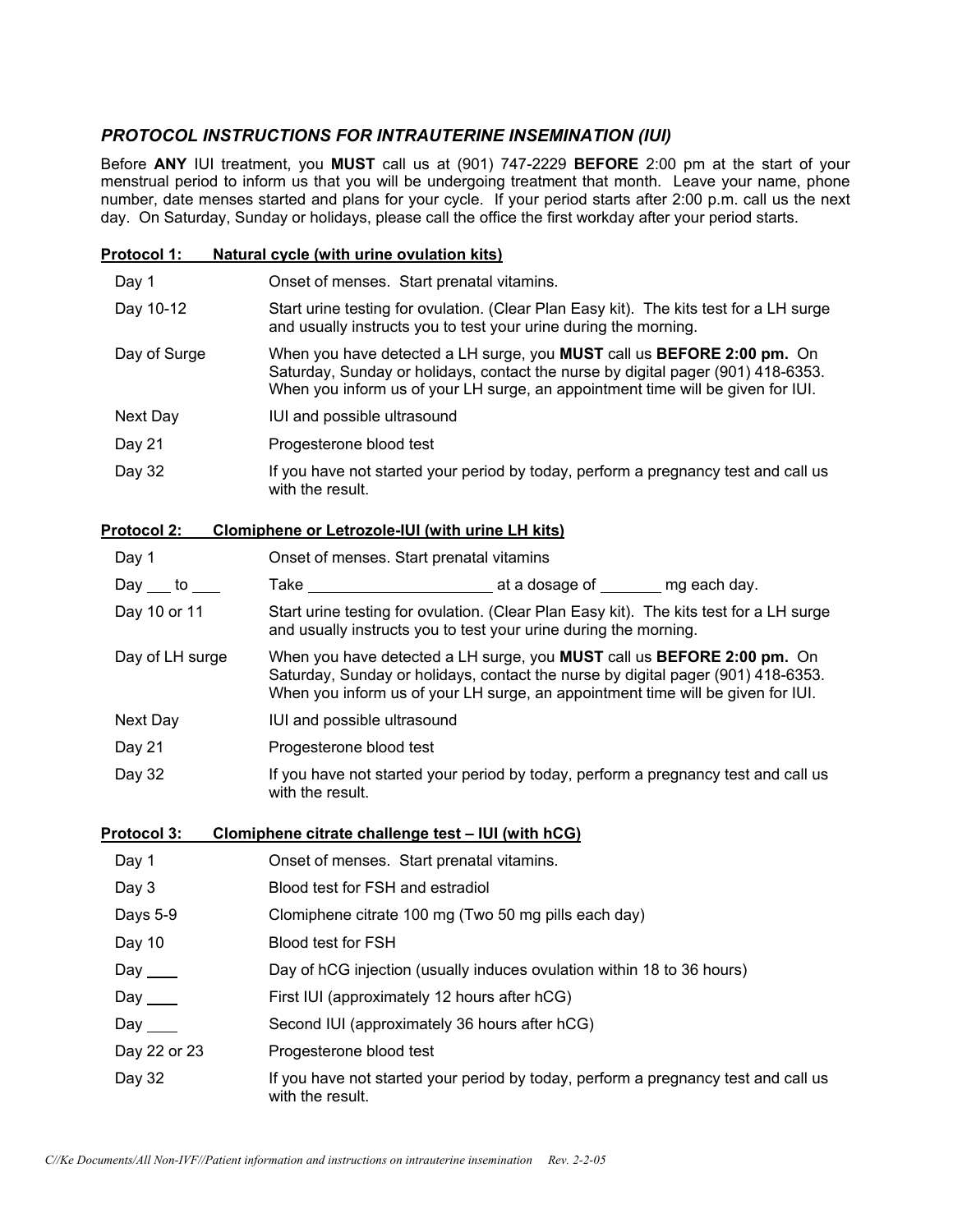## *PROTOCOL INSTRUCTIONS FOR INTRAUTERINE INSEMINATION (IUI)*

Before **ANY** IUI treatment, you **MUST** call us at (901) 747-2229 **BEFORE** 2:00 pm at the start of your menstrual period to inform us that you will be undergoing treatment that month. Leave your name, phone number, date menses started and plans for your cycle. If your period starts after 2:00 p.m. call us the next day. On Saturday, Sunday or holidays, please call the office the first workday after your period starts.

**Protocol 1: Natural cycle (with urine ovulation kits)**

| | |
|---|---|
| Day 1 | Onset of menses. Start prenatal vitamins. |
| Day 10-12 | Start urine testing for ovulation. (Clear Plan Easy kit). The kits test for a LH surge and usually instructs you to test your urine during the morning. |
| Day of Surge | When you have detected a LH surge, you **MUST** call us **BEFORE 2:00 pm.** On Saturday, Sunday or holidays, contact the nurse by digital pager (901) 418-6353. When you inform us of your LH surge, an appointment time will be given for IUI. |
| Next Day | IUI and possible ultrasound |
| Day 21 | Progesterone blood test |
| Day 32 | If you have not started your period by today, perform a pregnancy test and call us with the result. |

**Protocol 2: Clomiphene or Letrozole-IUI (with urine LH kits)**

| | |
|---|---|
| Day 1 | Onset of menses. Start prenatal vitamins |
| Day ___ to ___ | Take ____________________ at a dosage of _______ mg each day. |
| Day 10 or 11 | Start urine testing for ovulation. (Clear Plan Easy kit). The kits test for a LH surge and usually instructs you to test your urine during the morning. |
| Day of LH surge | When you have detected a LH surge, you **MUST** call us **BEFORE 2:00 pm.** On Saturday, Sunday or holidays, contact the nurse by digital pager (901) 418-6353. When you inform us of your LH surge, an appointment time will be given for IUI. |
| Next Day | IUI and possible ultrasound |
| Day 21 | Progesterone blood test |
| Day 32 | If you have not started your period by today, perform a pregnancy test and call us with the result. |

**Protocol 3: Clomiphene citrate challenge test – IUI (with hCG)**

| | |
|---|---|
| Day 1 | Onset of menses. Start prenatal vitamins. |
| Day 3 | Blood test for FSH and estradiol |
| Days 5-9 | Clomiphene citrate 100 mg (Two 50 mg pills each day) |
| Day 10 | Blood test for FSH |
| Day ___ | Day of hCG injection (usually induces ovulation within 18 to 36 hours) |
| Day ___ | First IUI (approximately 12 hours after hCG) |
| Day ___ | Second IUI (approximately 36 hours after hCG) |
| Day 22 or 23 | Progesterone blood test |
| Day 32 | If you have not started your period by today, perform a pregnancy test and call us with the result. |

*C//Ke Documents/All Non-IVF//Patient information and instructions on intrauterine insemination Rev. 2-2-05*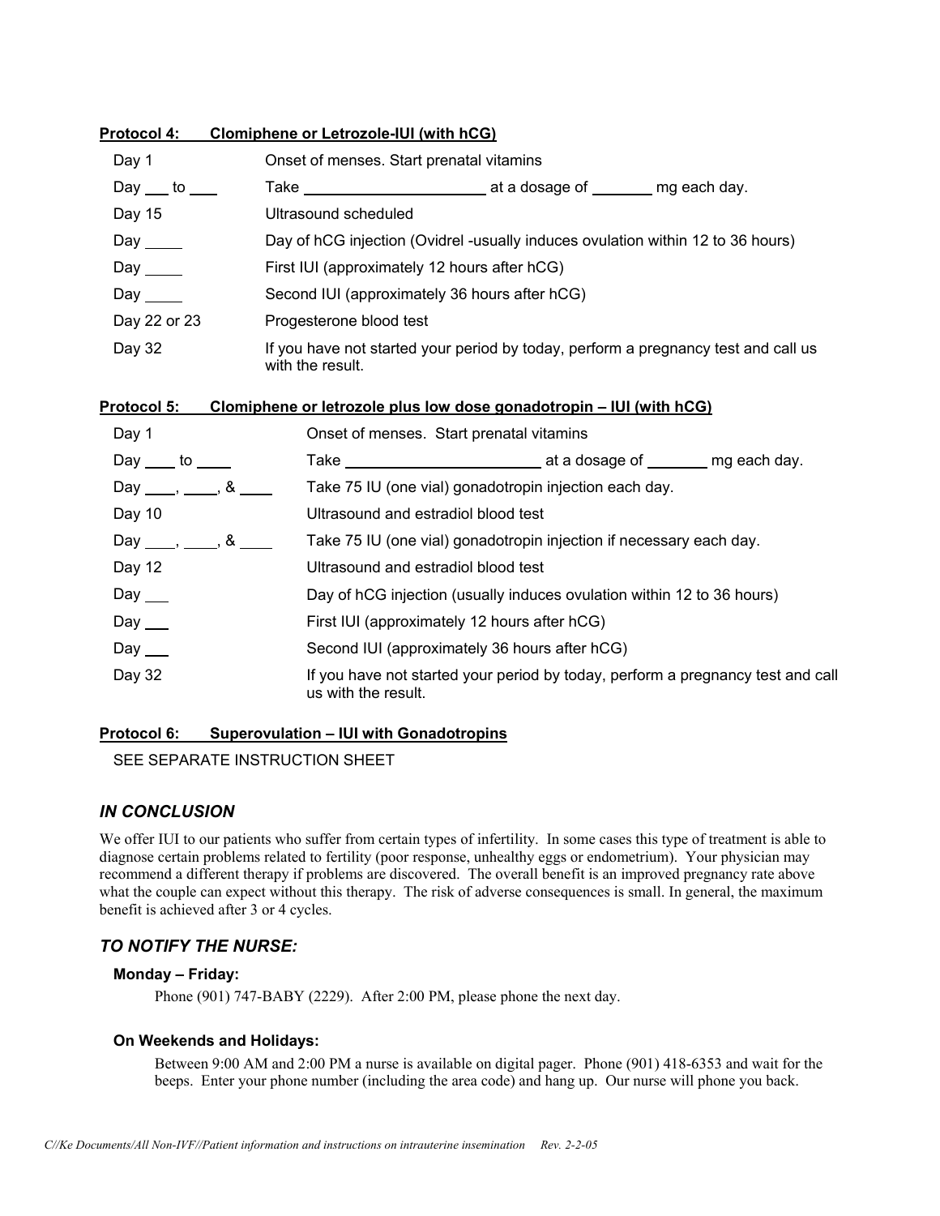**Protocol 4: Clomiphene or Letrozole-IUI (with hCG)**

| | |
|---|---|
| Day 1 | Onset of menses. Start prenatal vitamins |
| Day ___ to ___ | Take ______________________ at a dosage of _______ mg each day. |
| Day 15 | Ultrasound scheduled |
| Day _____ | Day of hCG injection (Ovidrel -usually induces ovulation within 12 to 36 hours) |
| Day _____ | First IUI (approximately 12 hours after hCG) |
| Day _____ | Second IUI (approximately 36 hours after hCG) |
| Day 22 or 23 | Progesterone blood test |
| Day 32 | If you have not started your period by today, perform a pregnancy test and call us with the result. |

**Protocol 5: Clomiphene or letrozole plus low dose gonadotropin – IUI (with hCG)**

| | |
|---|---|
| Day 1 | Onset of menses. Start prenatal vitamins |
| Day ____ to ____ | Take ________________________ at a dosage of _______ mg each day. |
| Day ____, ____, & ____ | Take 75 IU (one vial) gonadotropin injection each day. |
| Day 10 | Ultrasound and estradiol blood test |
| Day ____, ____, & ____ | Take 75 IU (one vial) gonadotropin injection if necessary each day. |
| Day 12 | Ultrasound and estradiol blood test |
| Day ___ | Day of hCG injection (usually induces ovulation within 12 to 36 hours) |
| Day ___ | First IUI (approximately 12 hours after hCG) |
| Day ___ | Second IUI (approximately 36 hours after hCG) |
| Day 32 | If you have not started your period by today, perform a pregnancy test and call us with the result. |

**Protocol 6: Superovulation – IUI with Gonadotropins**

SEE SEPARATE INSTRUCTION SHEET

## *IN CONCLUSION*

We offer IUI to our patients who suffer from certain types of infertility. In some cases this type of treatment is able to diagnose certain problems related to fertility (poor response, unhealthy eggs or endometrium). Your physician may recommend a different therapy if problems are discovered. The overall benefit is an improved pregnancy rate above what the couple can expect without this therapy. The risk of adverse consequences is small. In general, the maximum benefit is achieved after 3 or 4 cycles.

## *TO NOTIFY THE NURSE:*

### Monday – Friday:

Phone (901) 747-BABY (2229). After 2:00 PM, please phone the next day.

### On Weekends and Holidays:

Between 9:00 AM and 2:00 PM a nurse is available on digital pager. Phone (901) 418-6353 and wait for the beeps. Enter your phone number (including the area code) and hang up. Our nurse will phone you back.

*C//Ke Documents/All Non-IVF//Patient information and instructions on intrauterine insemination Rev. 2-2-05*